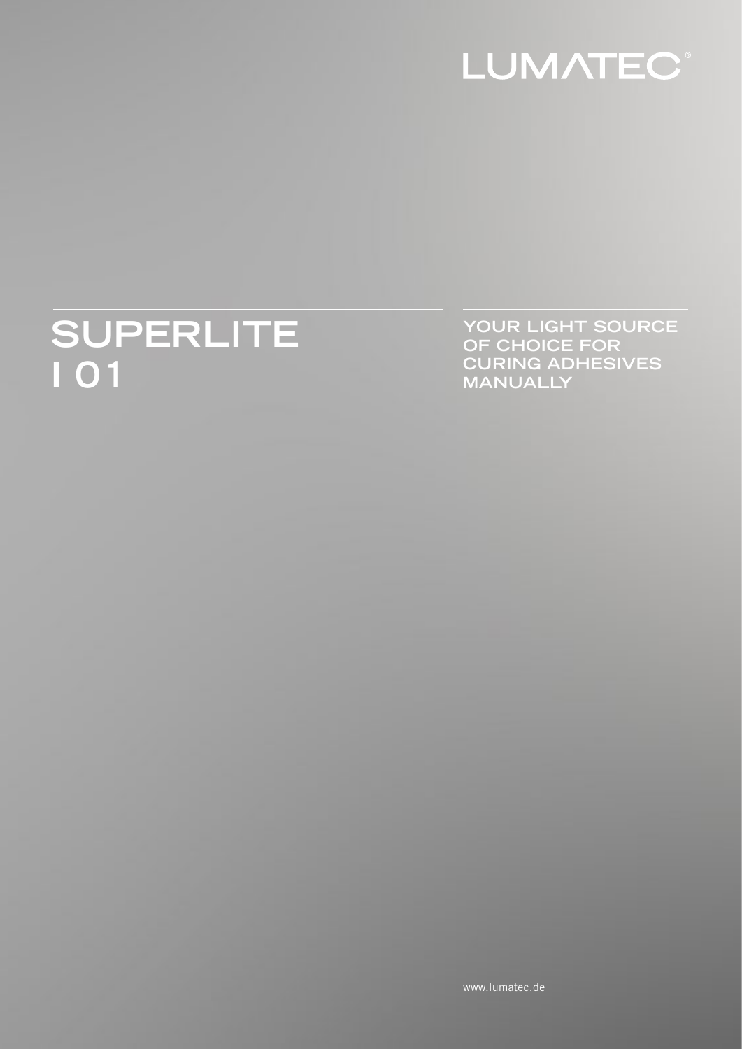LUMATEC®

# SUPERLITE I 01

YOUR LIGHT SOURCE OF CHOICE FOR CURING ADHESIVES MANUALLY

www.lumatec.de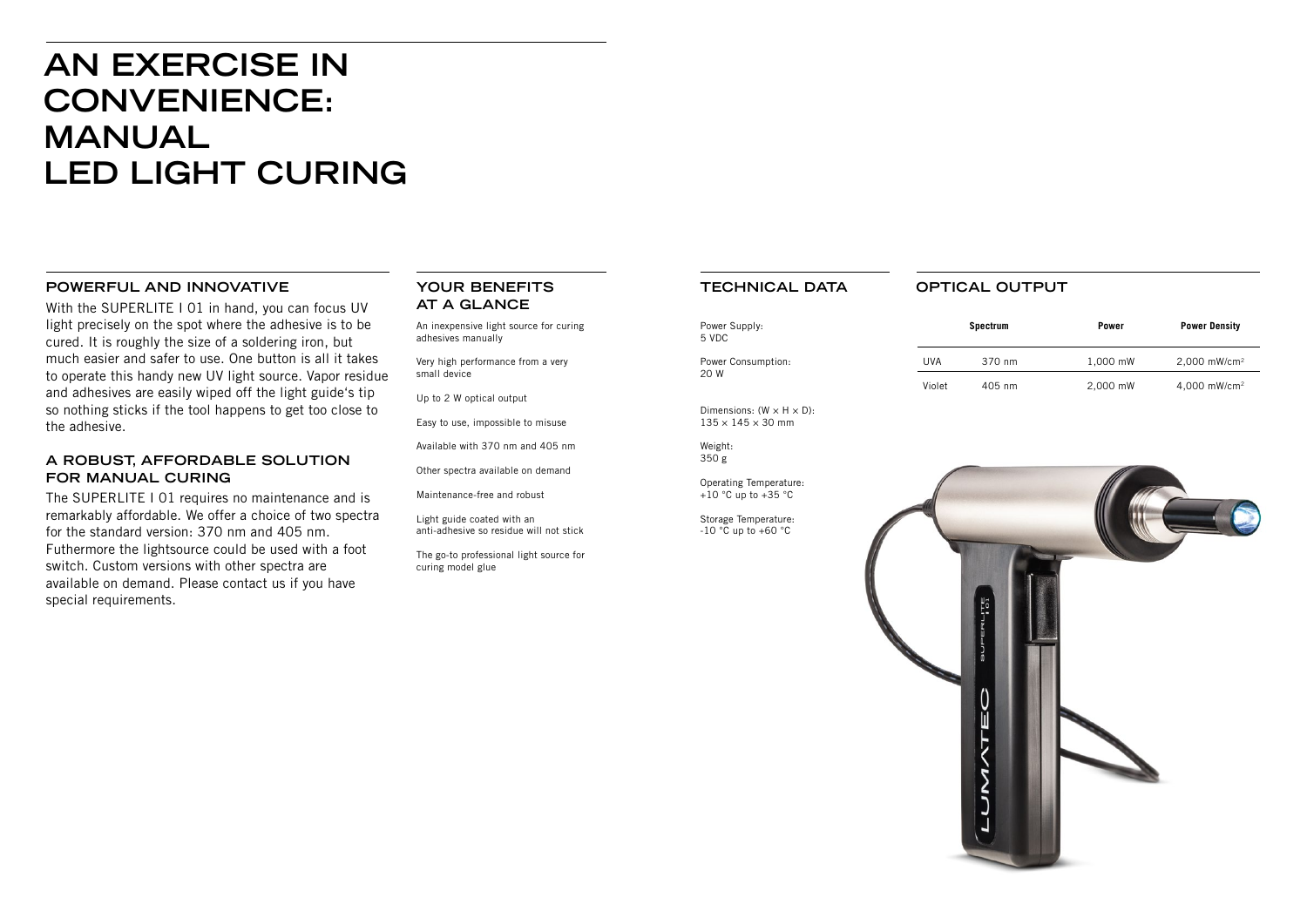# AN EXERCISE IN CONVENIENCE: MANUAL LED LIGHT CURING

## POWERFUL AND INNOVATIVE

With the SUPERLITE I 01 in hand, you can focus UV light precisely on the spot where the adhesive is to be cured. It is roughly the size of a soldering iron, but much easier and safer to use. One button is all it takes to operate this handy new UV light source. Vapor residue and adhesives are easily wiped off the light guide's tip so nothing sticks if the tool happens to get too close to the adhesive.

## A ROBUST, AFFORDABLE SOLUTION FOR MANUAL CURING

The SUPERLITE I 01 requires no maintenance and is remarkably affordable. We offer a choice of two spectra for the standard version: 370 nm and 405 nm. Futhermore the lightsource could be used with a foot switch. Custom versions with other spectra are available on demand. Please contact us if you have special requirements.

## YOUR BENEFITS AT A GLANCE

An inexpensive light source for curing adhesives manually

Very high performance from a very small device

Up to 2 W optical output

Easy to use, impossible to misuse

Available with 370 nm and 405 nm

Other spectra available on demand

Maintenance-free and robust

Light guide coated with an anti-adhesive so residue will not stick

The go-to professional light source for curing model glue

## TECHNICAL DATA

Power Supply:
5 VDC

Power Consumption:
20 W

Dimensions: (W × H × D):
135 × 145 × 30 mm

Weight:
350 g

Operating Temperature:
+10 °C up to +35 °C

Storage Temperature:
-10 °C up to +60 °C

## OPTICAL OUTPUT

| | Spectrum | Power | Power Density |
|---|---|---|---|
| UVA | 370 nm | 1,000 mW | 2,000 mW/cm² |
| Violet | 405 nm | 2,000 mW | 4,000 mW/cm² |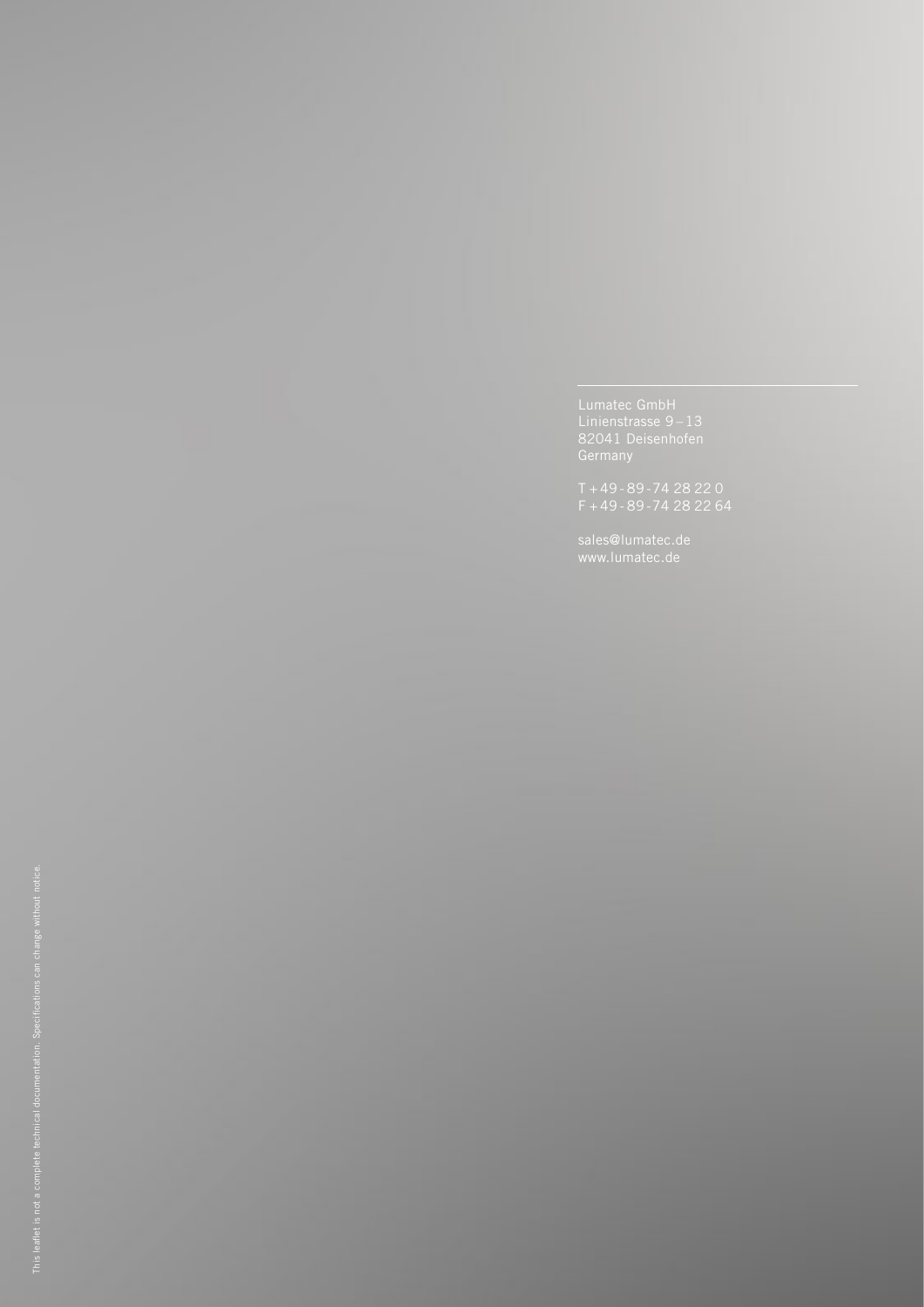Lumatec GmbH
Linienstrasse 9 – 13
82041 Deisenhofen
Germany

T + 49 - 89 - 74 28 22 0
F + 49 - 89 - 74 28 22 64

sales@lumatec.de
www.lumatec.de

This leaflet is not a complete technical documentation. Specifications can change without notice.